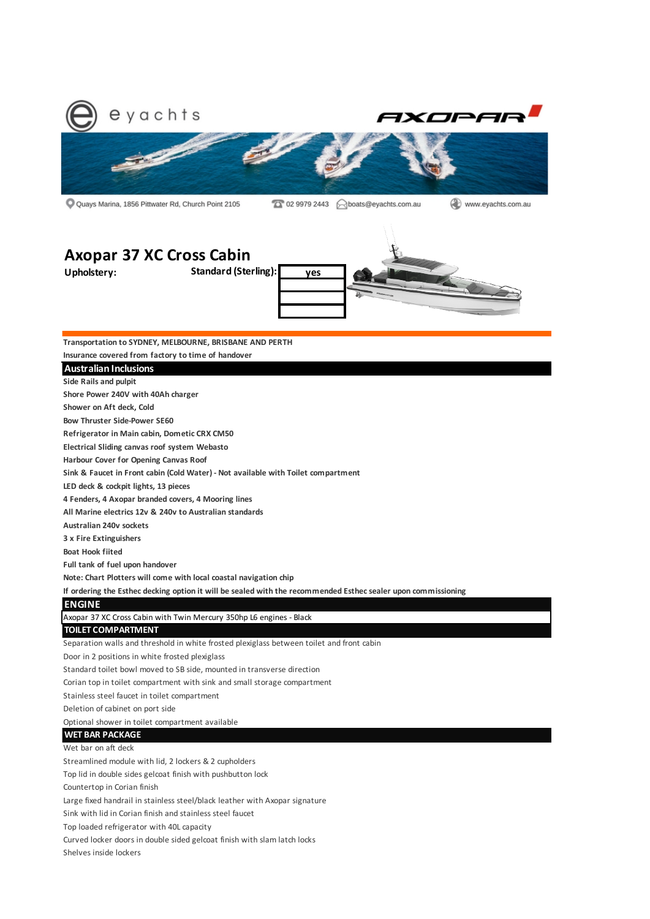eyachts

AXOPAR

Quays Marina, 1856 Pittwater Rd, Church Point 2105 | 02 9979 2443 | boats@eyachts.com.au | www.eyachts.com.au

# Axopar 37 XC Cross Cabin

**Upholstery:** **Standard (Sterling):** yes

**Transportation to SYDNEY, MELBOURNE, BRISBANE AND PERTH**

**Insurance covered from factory to time of handover**

## Australian Inclusions

**Side Rails and pulpit**

**Shore Power 240V with 40Ah charger**

**Shower on Aft deck, Cold**

**Bow Thruster Side-Power SE60**

**Refrigerator in Main cabin, Dometic CRX CM50**

**Electrical Sliding canvas roof system Webasto**

**Harbour Cover for Opening Canvas Roof**

**Sink & Faucet in Front cabin (Cold Water) - Not available with Toilet compartment**

**LED deck & cockpit lights, 13 pieces**

**4 Fenders, 4 Axopar branded covers, 4 Mooring lines**

**All Marine electrics 12v & 240v to Australian standards**

**Australian 240v sockets**

**3 x Fire Extinguishers**

**Boat Hook fiited**

**Full tank of fuel upon handover**

**Note: Chart Plotters will come with local coastal navigation chip**

**If ordering the Esthec decking option it will be sealed with the recommended Esthec sealer upon commissioning**

## ENGINE

Axopar 37 XC Cross Cabin with Twin Mercury 350hp L6 engines - Black

## TOILET COMPARTMENT

Separation walls and threshold in white frosted plexiglass between toilet and front cabin

Door in 2 positions in white frosted plexiglass

Standard toilet bowl moved to SB side, mounted in transverse direction

Corian top in toilet compartment with sink and small storage compartment

Stainless steel faucet in toilet compartment

Deletion of cabinet on port side

Optional shower in toilet compartment available

## WET BAR PACKAGE

Wet bar on aft deck

Streamlined module with lid, 2 lockers & 2 cupholders

Top lid in double sides gelcoat finish with pushbutton lock

Countertop in Corian finish

Large fixed handrail in stainless steel/black leather with Axopar signature

Sink with lid in Corian finish and stainless steel faucet

Top loaded refrigerator with 40L capacity

Curved locker doors in double sided gelcoat finish with slam latch locks

Shelves inside lockers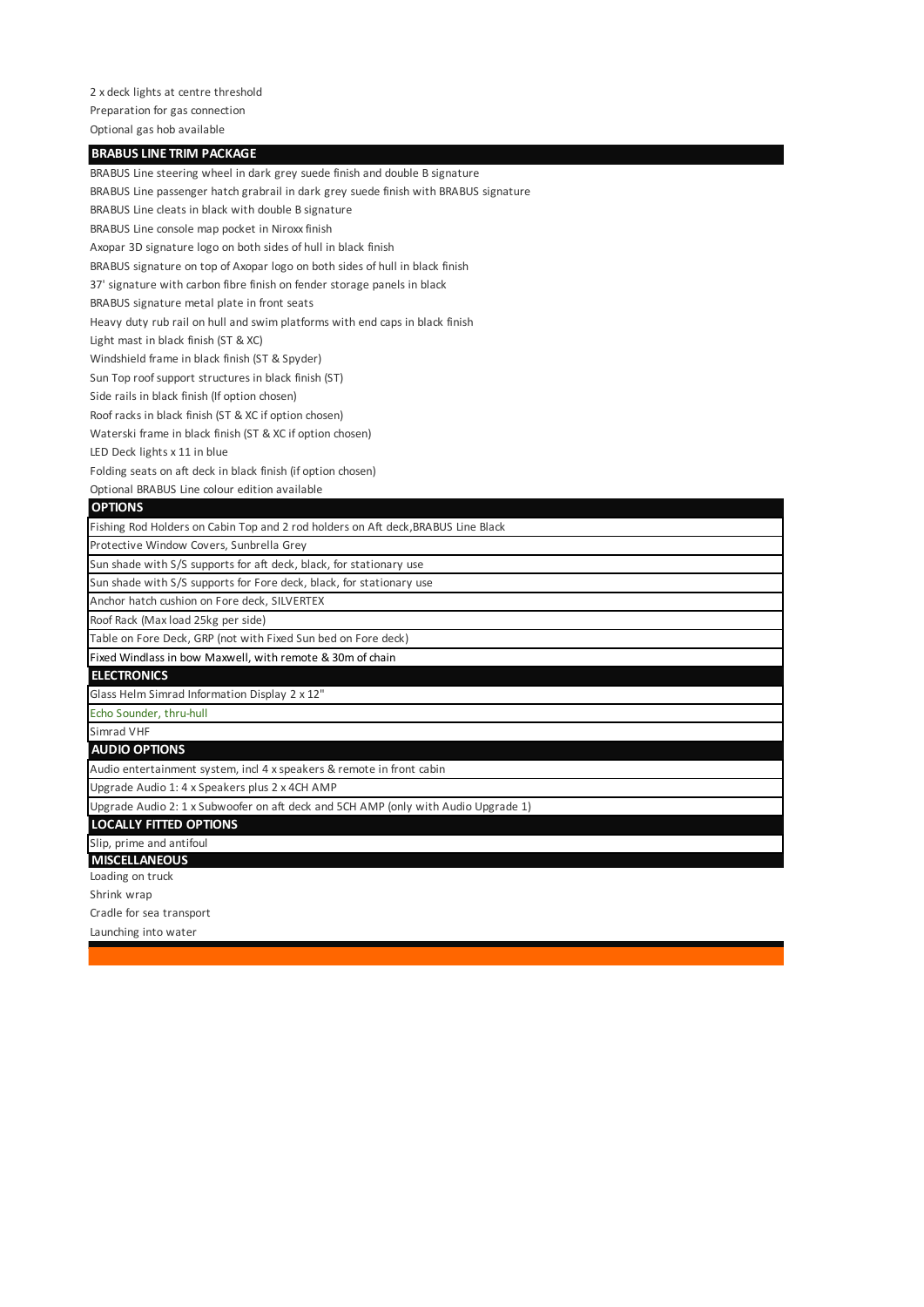2 x deck lights at centre threshold

Preparation for gas connection

Optional gas hob available

## BRABUS LINE TRIM PACKAGE

BRABUS Line steering wheel in dark grey suede finish and double B signature

BRABUS Line passenger hatch grabrail in dark grey suede finish with BRABUS signature

BRABUS Line cleats in black with double B signature

BRABUS Line console map pocket in Niroxx finish

Axopar 3D signature logo on both sides of hull in black finish

BRABUS signature on top of Axopar logo on both sides of hull in black finish

37' signature with carbon fibre finish on fender storage panels in black

BRABUS signature metal plate in front seats

Heavy duty rub rail on hull and swim platforms with end caps in black finish

Light mast in black finish (ST & XC)

Windshield frame in black finish (ST & Spyder)

Sun Top roof support structures in black finish (ST)

Side rails in black finish (If option chosen)

Roof racks in black finish (ST & XC if option chosen)

Waterski frame in black finish (ST & XC if option chosen)

LED Deck lights x 11 in blue

Folding seats on aft deck in black finish (if option chosen)

Optional BRABUS Line colour edition available

## OPTIONS

Fishing Rod Holders on Cabin Top and 2 rod holders on Aft deck,BRABUS Line Black

Protective Window Covers, Sunbrella Grey

Sun shade with S/S supports for aft deck, black, for stationary use

Sun shade with S/S supports for Fore deck, black, for stationary use

Anchor hatch cushion on Fore deck, SILVERTEX

Roof Rack (Max load 25kg per side)

Table on Fore Deck, GRP (not with Fixed Sun bed on Fore deck)

Fixed Windlass in bow Maxwell, with remote & 30m of chain

## ELECTRONICS

Glass Helm Simrad Information Display 2 x 12"

Echo Sounder, thru-hull

Simrad VHF

## AUDIO OPTIONS

Audio entertainment system, incl 4 x speakers & remote in front cabin

Upgrade Audio 1: 4 x Speakers plus 2 x 4CH AMP

Upgrade Audio 2: 1 x Subwoofer on aft deck and 5CH AMP (only with Audio Upgrade 1)

## LOCALLY FITTED OPTIONS

Slip, prime and antifoul

## MISCELLANEOUS

Loading on truck

Shrink wrap

Cradle for sea transport

Launching into water